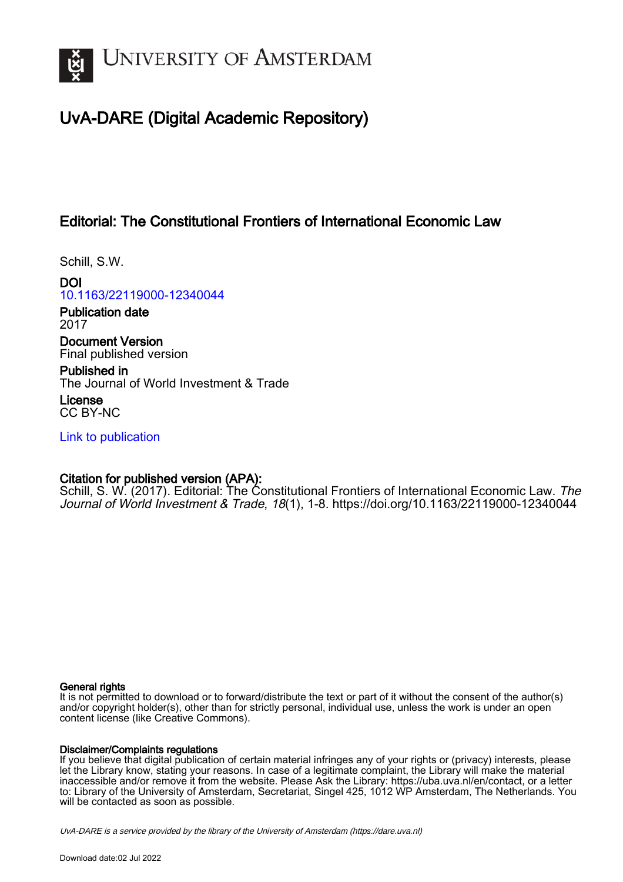# UvA-DARE (Digital Academic Repository)

## Editorial: The Constitutional Frontiers of International Economic Law

Schill, S.W.

**DOI**
10.1163/22119000-12340044

**Publication date**
2017

**Document Version**
Final published version

**Published in**
The Journal of World Investment & Trade

**License**
CC BY-NC

Link to publication

**Citation for published version (APA):**
Schill, S. W. (2017). Editorial: The Constitutional Frontiers of International Economic Law. *The Journal of World Investment & Trade*, *18*(1), 1-8. https://doi.org/10.1163/22119000-12340044

**General rights**
It is not permitted to download or to forward/distribute the text or part of it without the consent of the author(s) and/or copyright holder(s), other than for strictly personal, individual use, unless the work is under an open content license (like Creative Commons).

**Disclaimer/Complaints regulations**
If you believe that digital publication of certain material infringes any of your rights or (privacy) interests, please let the Library know, stating your reasons. In case of a legitimate complaint, the Library will make the material inaccessible and/or remove it from the website. Please Ask the Library: https://uba.uva.nl/en/contact, or a letter to: Library of the University of Amsterdam, Secretariat, Singel 425, 1012 WP Amsterdam, The Netherlands. You will be contacted as soon as possible.

*UvA-DARE is a service provided by the library of the University of Amsterdam (https://dare.uva.nl)*

Download date:02 Jul 2022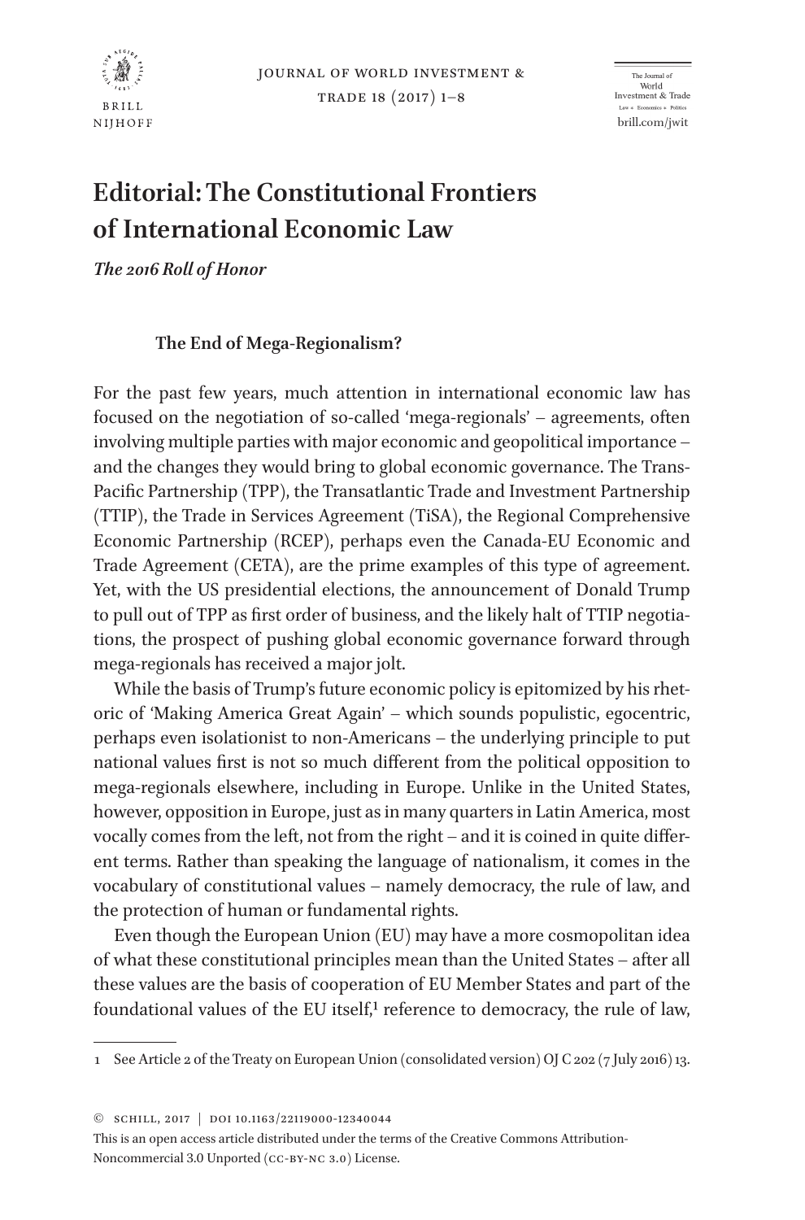# Editorial: The Constitutional Frontiers of International Economic Law

*The 2016 Roll of Honor*

### The End of Mega-Regionalism?

For the past few years, much attention in international economic law has focused on the negotiation of so-called 'mega-regionals' – agreements, often involving multiple parties with major economic and geopolitical importance – and the changes they would bring to global economic governance. The Trans-Pacific Partnership (TPP), the Transatlantic Trade and Investment Partnership (TTIP), the Trade in Services Agreement (TiSA), the Regional Comprehensive Economic Partnership (RCEP), perhaps even the Canada-EU Economic and Trade Agreement (CETA), are the prime examples of this type of agreement. Yet, with the US presidential elections, the announcement of Donald Trump to pull out of TPP as first order of business, and the likely halt of TTIP negotiations, the prospect of pushing global economic governance forward through mega-regionals has received a major jolt.

While the basis of Trump's future economic policy is epitomized by his rhetoric of 'Making America Great Again' – which sounds populistic, egocentric, perhaps even isolationist to non-Americans – the underlying principle to put national values first is not so much different from the political opposition to mega-regionals elsewhere, including in Europe. Unlike in the United States, however, opposition in Europe, just as in many quarters in Latin America, most vocally comes from the left, not from the right – and it is coined in quite different terms. Rather than speaking the language of nationalism, it comes in the vocabulary of constitutional values – namely democracy, the rule of law, and the protection of human or fundamental rights.

Even though the European Union (EU) may have a more cosmopolitan idea of what these constitutional principles mean than the United States – after all these values are the basis of cooperation of EU Member States and part of the foundational values of the EU itself,[1] reference to democracy, the rule of law,

1 See Article 2 of the Treaty on European Union (consolidated version) OJ C 202 (7 July 2016) 13.

© schill, 2017 | doi 10.1163/22119000-12340044

This is an open access article distributed under the terms of the Creative Commons Attribution-Noncommercial 3.0 Unported (cc-by-nc 3.0) License.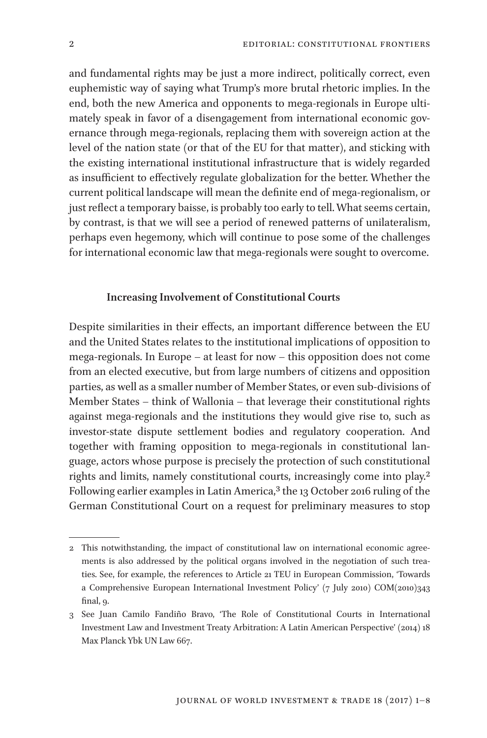and fundamental rights may be just a more indirect, politically correct, even euphemistic way of saying what Trump's more brutal rhetoric implies. In the end, both the new America and opponents to mega-regionals in Europe ultimately speak in favor of a disengagement from international economic governance through mega-regionals, replacing them with sovereign action at the level of the nation state (or that of the EU for that matter), and sticking with the existing international institutional infrastructure that is widely regarded as insufficient to effectively regulate globalization for the better. Whether the current political landscape will mean the definite end of mega-regionalism, or just reflect a temporary baisse, is probably too early to tell. What seems certain, by contrast, is that we will see a period of renewed patterns of unilateralism, perhaps even hegemony, which will continue to pose some of the challenges for international economic law that mega-regionals were sought to overcome.

## Increasing Involvement of Constitutional Courts

Despite similarities in their effects, an important difference between the EU and the United States relates to the institutional implications of opposition to mega-regionals. In Europe – at least for now – this opposition does not come from an elected executive, but from large numbers of citizens and opposition parties, as well as a smaller number of Member States, or even sub-divisions of Member States – think of Wallonia – that leverage their constitutional rights against mega-regionals and the institutions they would give rise to, such as investor-state dispute settlement bodies and regulatory cooperation. And together with framing opposition to mega-regionals in constitutional language, actors whose purpose is precisely the protection of such constitutional rights and limits, namely constitutional courts, increasingly come into play.[2] Following earlier examples in Latin America,[3] the 13 October 2016 ruling of the German Constitutional Court on a request for preliminary measures to stop

---

2 This notwithstanding, the impact of constitutional law on international economic agreements is also addressed by the political organs involved in the negotiation of such treaties. See, for example, the references to Article 21 TEU in European Commission, 'Towards a Comprehensive European International Investment Policy' (7 July 2010) COM(2010)343 final, 9.

3 See Juan Camilo Fandiño Bravo, 'The Role of Constitutional Courts in International Investment Law and Investment Treaty Arbitration: A Latin American Perspective' (2014) 18 Max Planck Ybk UN Law 667.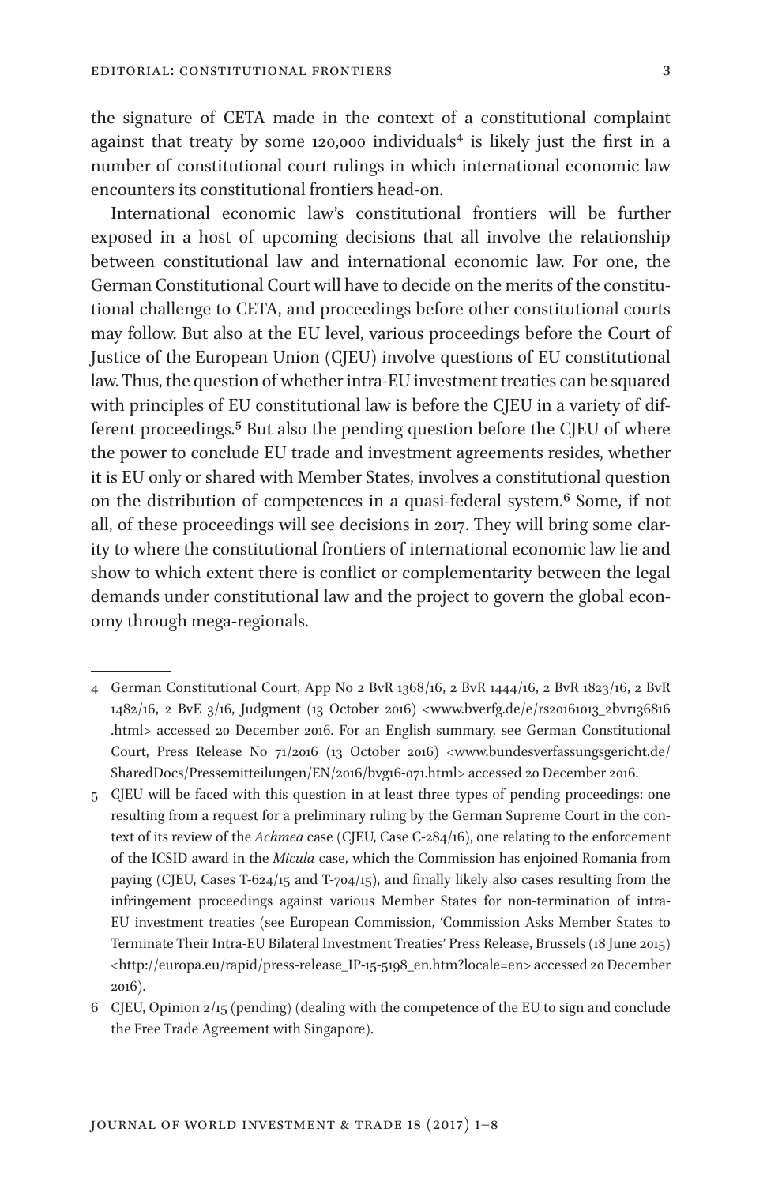the signature of CETA made in the context of a constitutional complaint against that treaty by some 120,000 individuals[4] is likely just the first in a number of constitutional court rulings in which international economic law encounters its constitutional frontiers head-on.

International economic law's constitutional frontiers will be further exposed in a host of upcoming decisions that all involve the relationship between constitutional law and international economic law. For one, the German Constitutional Court will have to decide on the merits of the constitutional challenge to CETA, and proceedings before other constitutional courts may follow. But also at the EU level, various proceedings before the Court of Justice of the European Union (CJEU) involve questions of EU constitutional law. Thus, the question of whether intra-EU investment treaties can be squared with principles of EU constitutional law is before the CJEU in a variety of different proceedings.[5] But also the pending question before the CJEU of where the power to conclude EU trade and investment agreements resides, whether it is EU only or shared with Member States, involves a constitutional question on the distribution of competences in a quasi-federal system.[6] Some, if not all, of these proceedings will see decisions in 2017. They will bring some clarity to where the constitutional frontiers of international economic law lie and show to which extent there is conflict or complementarity between the legal demands under constitutional law and the project to govern the global economy through mega-regionals.

---

4 German Constitutional Court, App No 2 BvR 1368/16, 2 BvR 1444/16, 2 BvR 1823/16, 2 BvR 1482/16, 2 BvE 3/16, Judgment (13 October 2016) <www.bverfg.de/e/rs20161013_2bvr136816.html> accessed 20 December 2016. For an English summary, see German Constitutional Court, Press Release No 71/2016 (13 October 2016) <www.bundesverfassungsgericht.de/SharedDocs/Pressemitteilungen/EN/2016/bvg16-071.html> accessed 20 December 2016.

5 CJEU will be faced with this question in at least three types of pending proceedings: one resulting from a request for a preliminary ruling by the German Supreme Court in the context of its review of the *Achmea* case (CJEU, Case C-284/16), one relating to the enforcement of the ICSID award in the *Micula* case, which the Commission has enjoined Romania from paying (CJEU, Cases T-624/15 and T-704/15), and finally likely also cases resulting from the infringement proceedings against various Member States for non-termination of intra-EU investment treaties (see European Commission, 'Commission Asks Member States to Terminate Their Intra-EU Bilateral Investment Treaties' Press Release, Brussels (18 June 2015) <http://europa.eu/rapid/press-release_IP-15-5198_en.htm?locale=en> accessed 20 December 2016).

6 CJEU, Opinion 2/15 (pending) (dealing with the competence of the EU to sign and conclude the Free Trade Agreement with Singapore).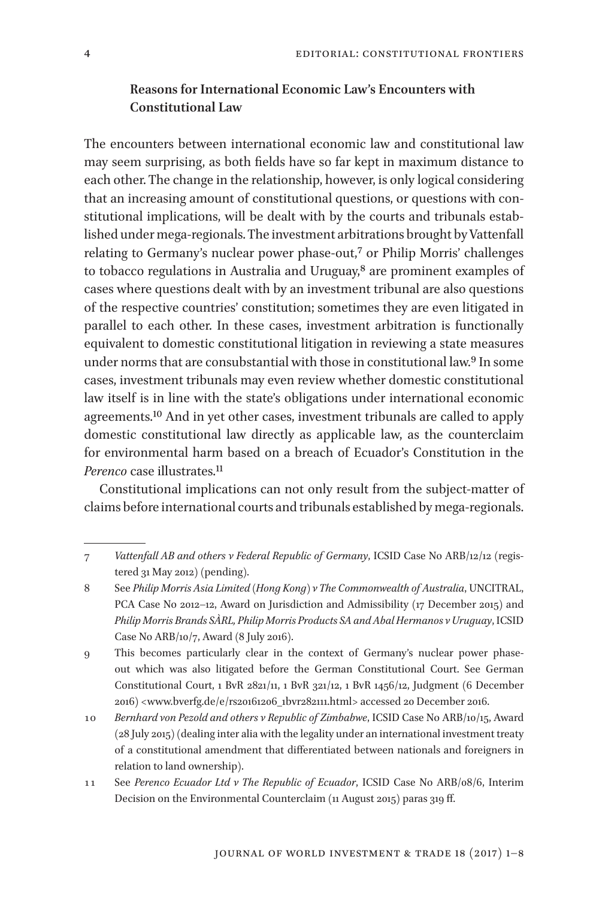### Reasons for International Economic Law's Encounters with Constitutional Law

The encounters between international economic law and constitutional law may seem surprising, as both fields have so far kept in maximum distance to each other. The change in the relationship, however, is only logical considering that an increasing amount of constitutional questions, or questions with constitutional implications, will be dealt with by the courts and tribunals established under mega-regionals. The investment arbitrations brought by Vattenfall relating to Germany's nuclear power phase-out,[7] or Philip Morris' challenges to tobacco regulations in Australia and Uruguay,[8] are prominent examples of cases where questions dealt with by an investment tribunal are also questions of the respective countries' constitution; sometimes they are even litigated in parallel to each other. In these cases, investment arbitration is functionally equivalent to domestic constitutional litigation in reviewing a state measures under norms that are consubstantial with those in constitutional law.[9] In some cases, investment tribunals may even review whether domestic constitutional law itself is in line with the state's obligations under international economic agreements.[10] And in yet other cases, investment tribunals are called to apply domestic constitutional law directly as applicable law, as the counterclaim for environmental harm based on a breach of Ecuador's Constitution in the *Perenco* case illustrates.[11]

Constitutional implications can not only result from the subject-matter of claims before international courts and tribunals established by mega-regionals.

---

7 *Vattenfall AB and others v Federal Republic of Germany*, ICSID Case No ARB/12/12 (registered 31 May 2012) (pending).

8 See *Philip Morris Asia Limited (Hong Kong) v The Commonwealth of Australia*, UNCITRAL, PCA Case No 2012–12, Award on Jurisdiction and Admissibility (17 December 2015) and *Philip Morris Brands SÀRL, Philip Morris Products SA and Abal Hermanos v Uruguay*, ICSID Case No ARB/10/7, Award (8 July 2016).

9 This becomes particularly clear in the context of Germany's nuclear power phase-out which was also litigated before the German Constitutional Court. See German Constitutional Court, 1 BvR 2821/11, 1 BvR 321/12, 1 BvR 1456/12, Judgment (6 December 2016) <www.bverfg.de/e/rs20161206_1bvr282111.html> accessed 20 December 2016.

10 *Bernhard von Pezold and others v Republic of Zimbabwe*, ICSID Case No ARB/10/15, Award (28 July 2015) (dealing inter alia with the legality under an international investment treaty of a constitutional amendment that differentiated between nationals and foreigners in relation to land ownership).

11 See *Perenco Ecuador Ltd v The Republic of Ecuador*, ICSID Case No ARB/08/6, Interim Decision on the Environmental Counterclaim (11 August 2015) paras 319 ff.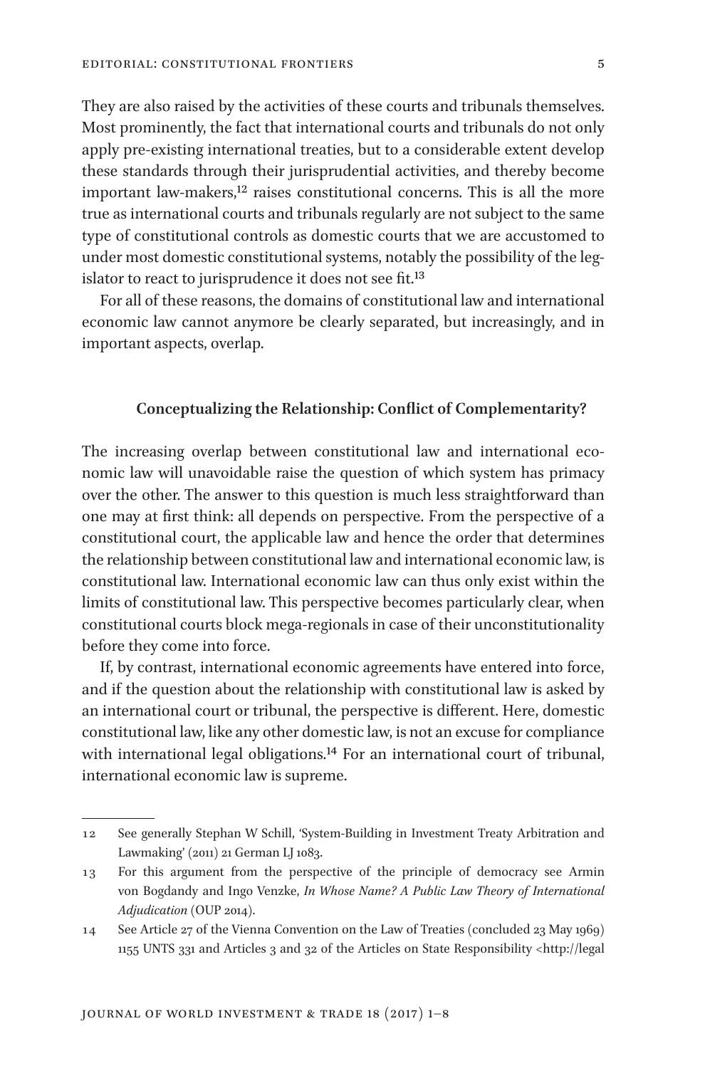They are also raised by the activities of these courts and tribunals themselves. Most prominently, the fact that international courts and tribunals do not only apply pre-existing international treaties, but to a considerable extent develop these standards through their jurisprudential activities, and thereby become important law-makers,[12] raises constitutional concerns. This is all the more true as international courts and tribunals regularly are not subject to the same type of constitutional controls as domestic courts that we are accustomed to under most domestic constitutional systems, notably the possibility of the legislator to react to jurisprudence it does not see fit.[13]

For all of these reasons, the domains of constitutional law and international economic law cannot anymore be clearly separated, but increasingly, and in important aspects, overlap.

### Conceptualizing the Relationship: Conflict of Complementarity?

The increasing overlap between constitutional law and international economic law will unavoidable raise the question of which system has primacy over the other. The answer to this question is much less straightforward than one may at first think: all depends on perspective. From the perspective of a constitutional court, the applicable law and hence the order that determines the relationship between constitutional law and international economic law, is constitutional law. International economic law can thus only exist within the limits of constitutional law. This perspective becomes particularly clear, when constitutional courts block mega-regionals in case of their unconstitutionality before they come into force.

If, by contrast, international economic agreements have entered into force, and if the question about the relationship with constitutional law is asked by an international court or tribunal, the perspective is different. Here, domestic constitutional law, like any other domestic law, is not an excuse for compliance with international legal obligations.[14] For an international court of tribunal, international economic law is supreme.

---

12 See generally Stephan W Schill, 'System-Building in Investment Treaty Arbitration and Lawmaking' (2011) 21 German LJ 1083.

13 For this argument from the perspective of the principle of democracy see Armin von Bogdandy and Ingo Venzke, *In Whose Name? A Public Law Theory of International Adjudication* (OUP 2014).

14 See Article 27 of the Vienna Convention on the Law of Treaties (concluded 23 May 1969) 1155 UNTS 331 and Articles 3 and 32 of the Articles on State Responsibility <http://legal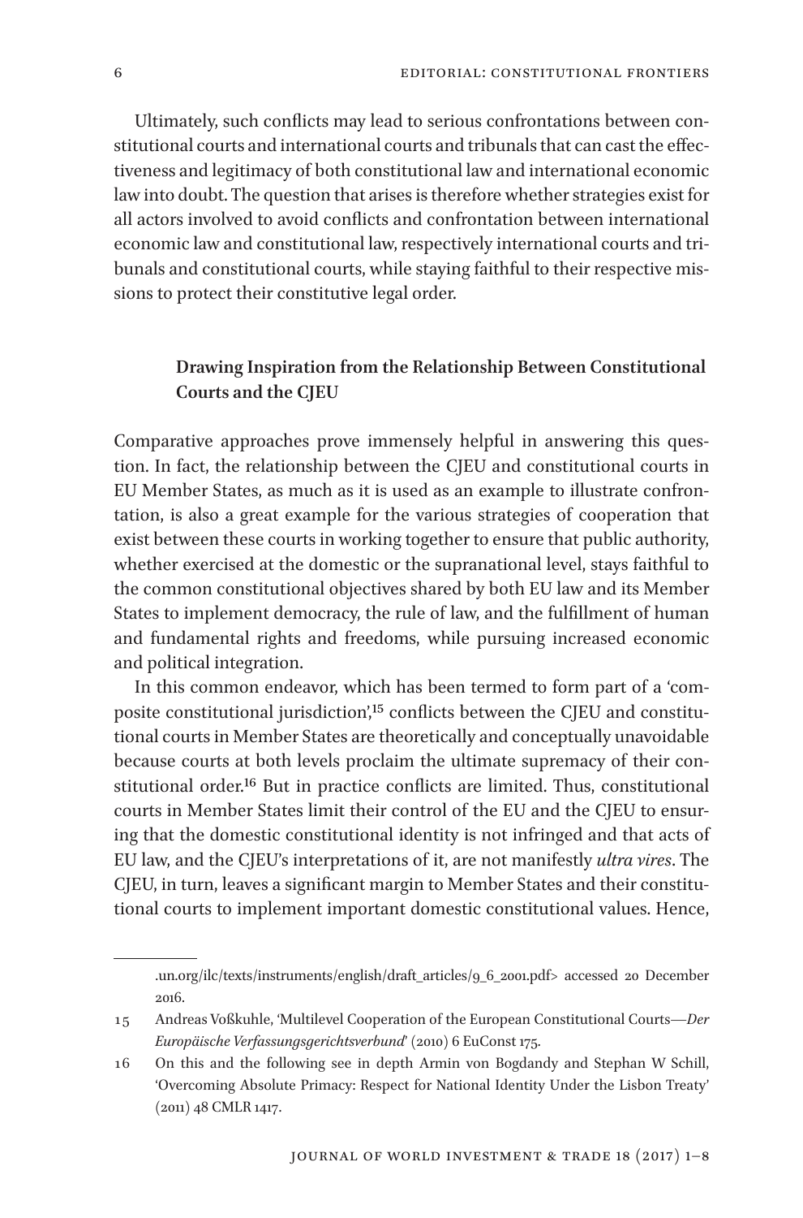Ultimately, such conflicts may lead to serious confrontations between constitutional courts and international courts and tribunals that can cast the effectiveness and legitimacy of both constitutional law and international economic law into doubt. The question that arises is therefore whether strategies exist for all actors involved to avoid conflicts and confrontation between international economic law and constitutional law, respectively international courts and tribunals and constitutional courts, while staying faithful to their respective missions to protect their constitutive legal order.

## Drawing Inspiration from the Relationship Between Constitutional Courts and the CJEU

Comparative approaches prove immensely helpful in answering this question. In fact, the relationship between the CJEU and constitutional courts in EU Member States, as much as it is used as an example to illustrate confrontation, is also a great example for the various strategies of cooperation that exist between these courts in working together to ensure that public authority, whether exercised at the domestic or the supranational level, stays faithful to the common constitutional objectives shared by both EU law and its Member States to implement democracy, the rule of law, and the fulfillment of human and fundamental rights and freedoms, while pursuing increased economic and political integration.

In this common endeavor, which has been termed to form part of a 'composite constitutional jurisdiction',[15] conflicts between the CJEU and constitutional courts in Member States are theoretically and conceptually unavoidable because courts at both levels proclaim the ultimate supremacy of their constitutional order.[16] But in practice conflicts are limited. Thus, constitutional courts in Member States limit their control of the EU and the CJEU to ensuring that the domestic constitutional identity is not infringed and that acts of EU law, and the CJEU's interpretations of it, are not manifestly *ultra vires*. The CJEU, in turn, leaves a significant margin to Member States and their constitutional courts to implement important domestic constitutional values. Hence,

---

.un.org/ilc/texts/instruments/english/draft_articles/9_6_2001.pdf> accessed 20 December 2016.

15 Andreas Voßkuhle, 'Multilevel Cooperation of the European Constitutional Courts—*Der Europäische Verfassungsgerichtsverbund*' (2010) 6 EuConst 175.

16 On this and the following see in depth Armin von Bogdandy and Stephan W Schill, 'Overcoming Absolute Primacy: Respect for National Identity Under the Lisbon Treaty' (2011) 48 CMLR 1417.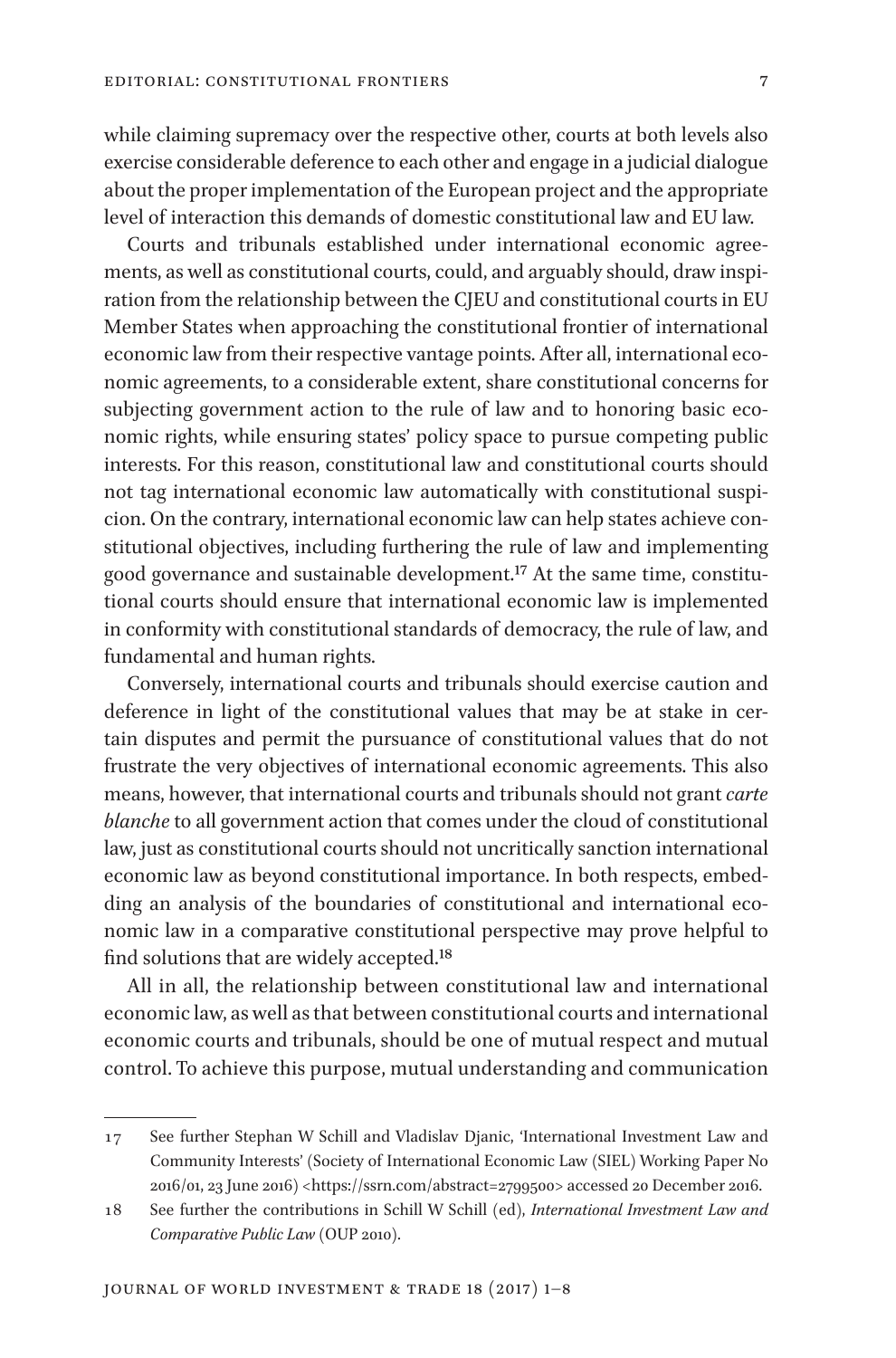while claiming supremacy over the respective other, courts at both levels also exercise considerable deference to each other and engage in a judicial dialogue about the proper implementation of the European project and the appropriate level of interaction this demands of domestic constitutional law and EU law.

Courts and tribunals established under international economic agreements, as well as constitutional courts, could, and arguably should, draw inspiration from the relationship between the CJEU and constitutional courts in EU Member States when approaching the constitutional frontier of international economic law from their respective vantage points. After all, international economic agreements, to a considerable extent, share constitutional concerns for subjecting government action to the rule of law and to honoring basic economic rights, while ensuring states' policy space to pursue competing public interests. For this reason, constitutional law and constitutional courts should not tag international economic law automatically with constitutional suspicion. On the contrary, international economic law can help states achieve constitutional objectives, including furthering the rule of law and implementing good governance and sustainable development.[17] At the same time, constitutional courts should ensure that international economic law is implemented in conformity with constitutional standards of democracy, the rule of law, and fundamental and human rights.

Conversely, international courts and tribunals should exercise caution and deference in light of the constitutional values that may be at stake in certain disputes and permit the pursuance of constitutional values that do not frustrate the very objectives of international economic agreements. This also means, however, that international courts and tribunals should not grant *carte blanche* to all government action that comes under the cloud of constitutional law, just as constitutional courts should not uncritically sanction international economic law as beyond constitutional importance. In both respects, embedding an analysis of the boundaries of constitutional and international economic law in a comparative constitutional perspective may prove helpful to find solutions that are widely accepted.[18]

All in all, the relationship between constitutional law and international economic law, as well as that between constitutional courts and international economic courts and tribunals, should be one of mutual respect and mutual control. To achieve this purpose, mutual understanding and communication

---

17 See further Stephan W Schill and Vladislav Djanic, 'International Investment Law and Community Interests' (Society of International Economic Law (SIEL) Working Paper No 2016/01, 23 June 2016) <https://ssrn.com/abstract=2799500> accessed 20 December 2016.

18 See further the contributions in Schill W Schill (ed), *International Investment Law and Comparative Public Law* (OUP 2010).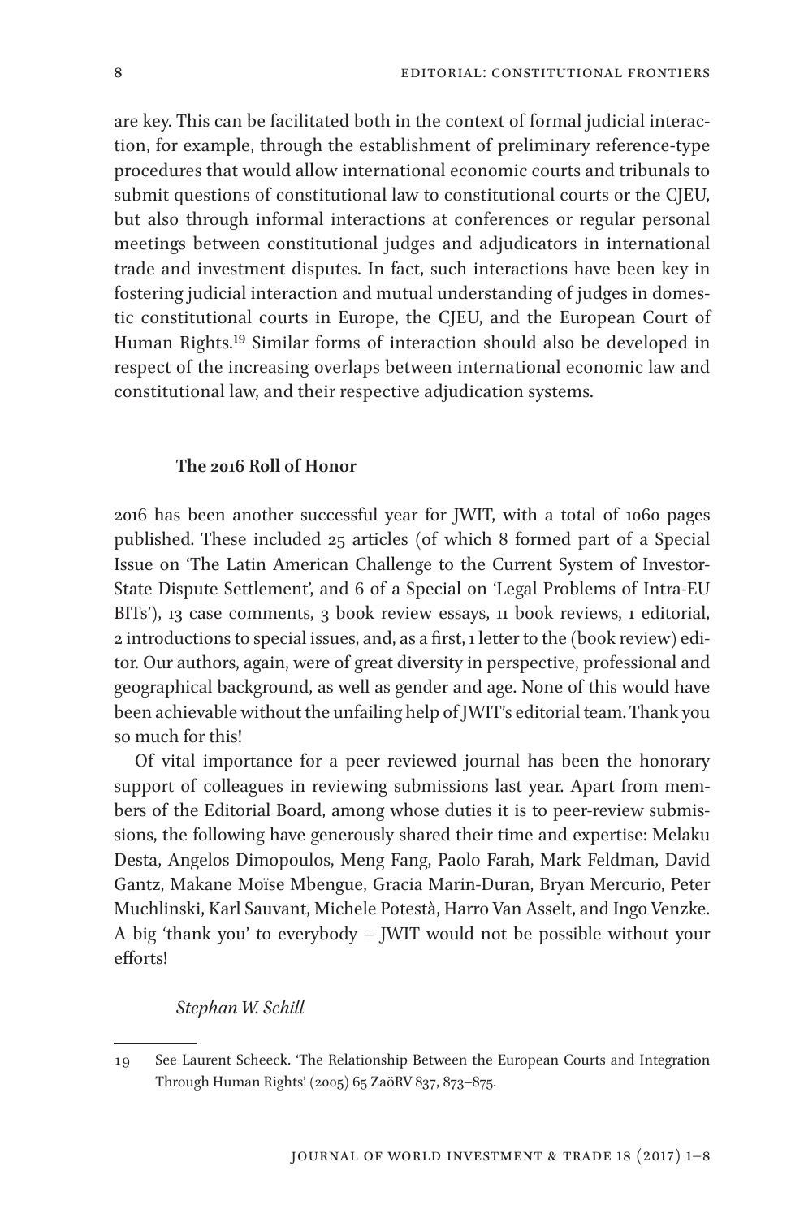are key. This can be facilitated both in the context of formal judicial interaction, for example, through the establishment of preliminary reference-type procedures that would allow international economic courts and tribunals to submit questions of constitutional law to constitutional courts or the CJEU, but also through informal interactions at conferences or regular personal meetings between constitutional judges and adjudicators in international trade and investment disputes. In fact, such interactions have been key in fostering judicial interaction and mutual understanding of judges in domestic constitutional courts in Europe, the CJEU, and the European Court of Human Rights.[19] Similar forms of interaction should also be developed in respect of the increasing overlaps between international economic law and constitutional law, and their respective adjudication systems.

### The 2016 Roll of Honor

2016 has been another successful year for JWIT, with a total of 1060 pages published. These included 25 articles (of which 8 formed part of a Special Issue on 'The Latin American Challenge to the Current System of Investor-State Dispute Settlement', and 6 of a Special on 'Legal Problems of Intra-EU BITs'), 13 case comments, 3 book review essays, 11 book reviews, 1 editorial, 2 introductions to special issues, and, as a first, 1 letter to the (book review) editor. Our authors, again, were of great diversity in perspective, professional and geographical background, as well as gender and age. None of this would have been achievable without the unfailing help of JWIT's editorial team. Thank you so much for this!

Of vital importance for a peer reviewed journal has been the honorary support of colleagues in reviewing submissions last year. Apart from members of the Editorial Board, among whose duties it is to peer-review submissions, the following have generously shared their time and expertise: Melaku Desta, Angelos Dimopoulos, Meng Fang, Paolo Farah, Mark Feldman, David Gantz, Makane Moïse Mbengue, Gracia Marin-Duran, Bryan Mercurio, Peter Muchlinski, Karl Sauvant, Michele Potestà, Harro Van Asselt, and Ingo Venzke. A big 'thank you' to everybody – JWIT would not be possible without your efforts!

*Stephan W. Schill*

---

19 See Laurent Scheeck. 'The Relationship Between the European Courts and Integration Through Human Rights' (2005) 65 ZaöRV 837, 873–875.